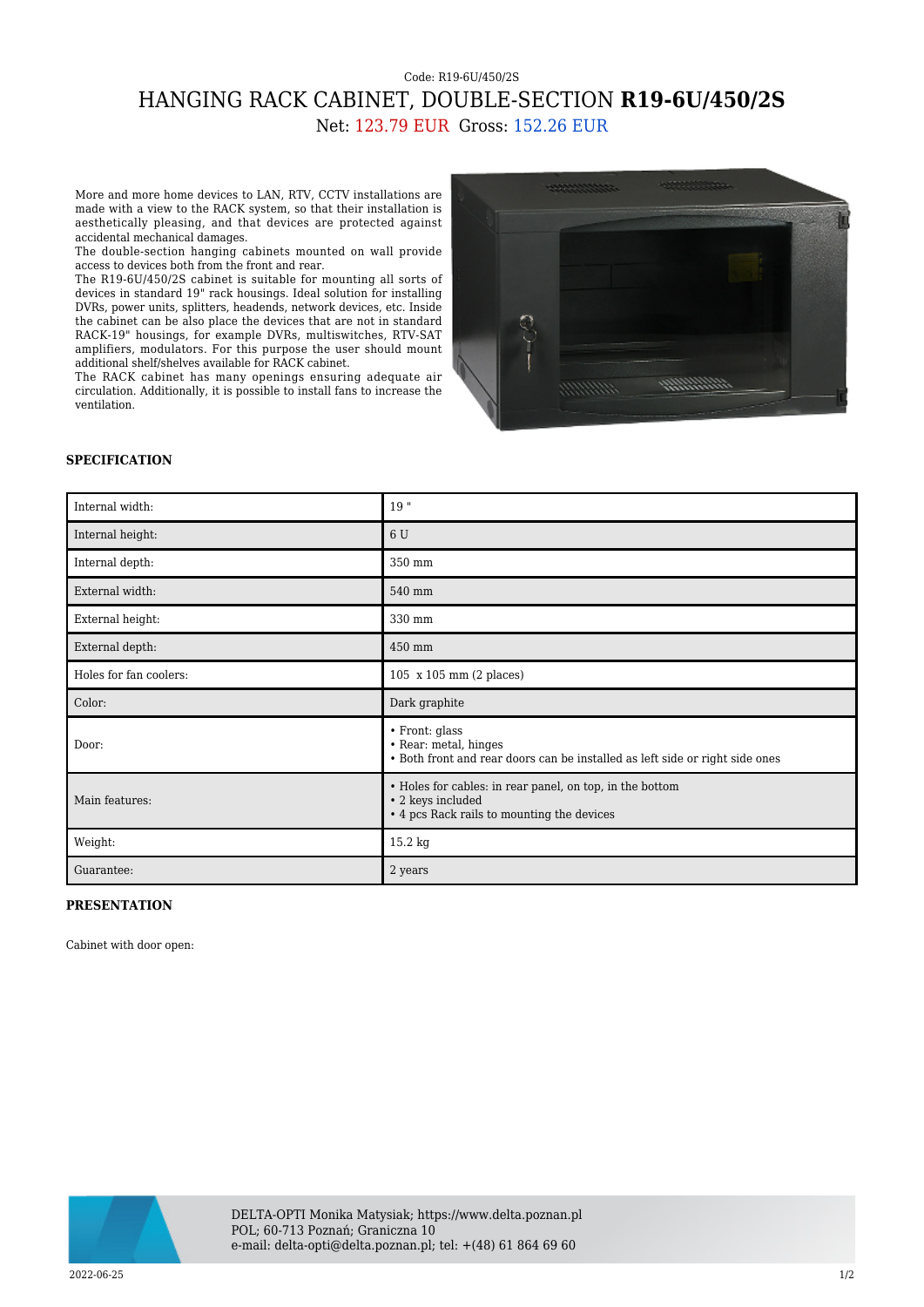Code: R19-6U/450/2S

# HANGING RACK CABINET, DOUBLE-SECTION **R19-6U/450/2S**

Net: 123.79 EUR Gross: 152.26 EUR

More and more home devices to LAN, RTV, CCTV installations are made with a view to the RACK system, so that their installation is aesthetically pleasing, and that devices are protected against accidental mechanical damages.
The double-section hanging cabinets mounted on wall provide access to devices both from the front and rear.
The R19-6U/450/2S cabinet is suitable for mounting all sorts of devices in standard 19" rack housings. Ideal solution for installing DVRs, power units, splitters, headends, network devices, etc. Inside the cabinet can be also place the devices that are not in standard RACK-19" housings, for example DVRs, multiswitches, RTV-SAT amplifiers, modulators. For this purpose the user should mount additional shelf/shelves available for RACK cabinet.
The RACK cabinet has many openings ensuring adequate air circulation. Additionally, it is possible to install fans to increase the ventilation.

## SPECIFICATION

| | |
|---|---|
| Internal width: | 19 " |
| Internal height: | 6 U |
| Internal depth: | 350 mm |
| External width: | 540 mm |
| External height: | 330 mm |
| External depth: | 450 mm |
| Holes for fan coolers: | 105 x 105 mm (2 places) |
| Color: | Dark graphite |
| Door: | • Front: glass<br>• Rear: metal, hinges<br>• Both front and rear doors can be installed as left side or right side ones |
| Main features: | • Holes for cables: in rear panel, on top, in the bottom<br>• 2 keys included<br>• 4 pcs Rack rails to mounting the devices |
| Weight: | 15.2 kg |
| Guarantee: | 2 years |

## PRESENTATION

Cabinet with door open:

DELTA-OPTI Monika Matysiak; https://www.delta.poznan.pl
POL; 60-713 Poznań; Graniczna 10
e-mail: delta-opti@delta.poznan.pl; tel: +(48) 61 864 69 60

2022-06-25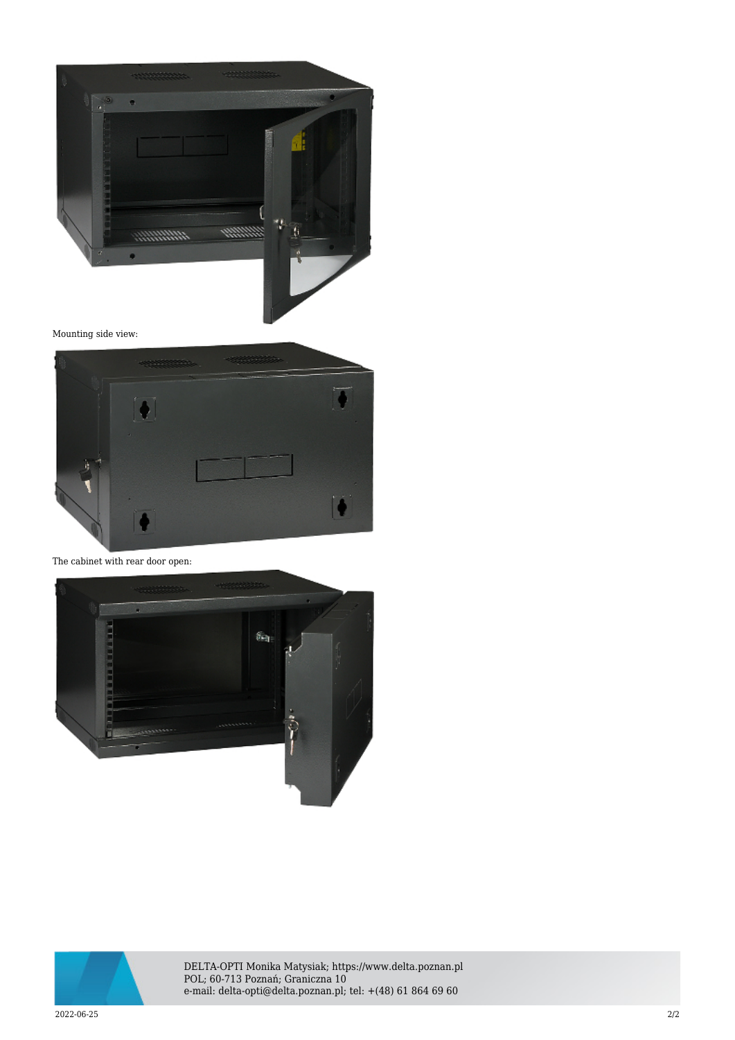Mounting side view:

The cabinet with rear door open: